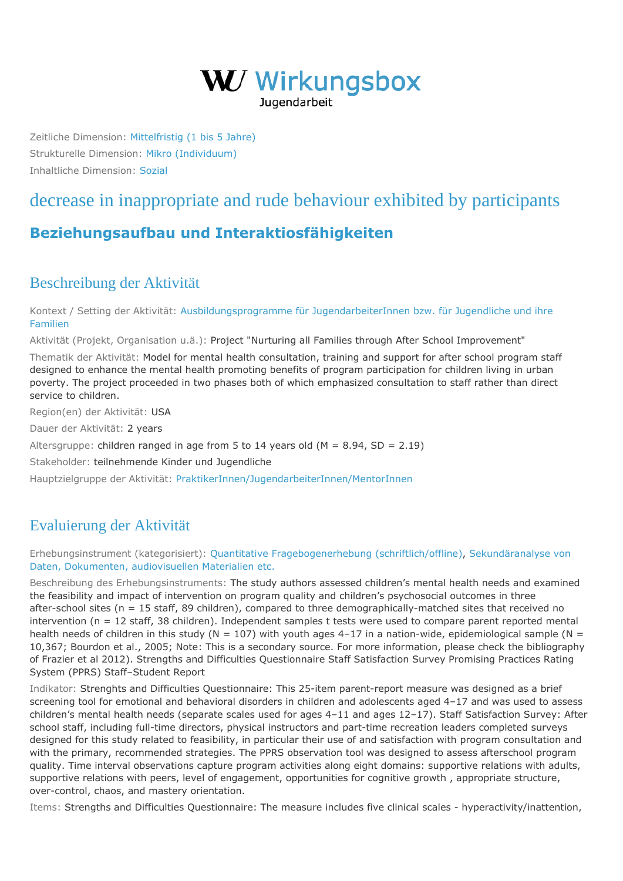# WU Wirkungsbox

Jugendarbeit

Zeitliche Dimension: Mittelfristig (1 bis 5 Jahre)

Strukturelle Dimension: Mikro (Individuum)

Inhaltliche Dimension: Sozial

# decrease in inappropriate and rude behaviour exhibited by participants

## Beziehungsaufbau und Interaktiosfähigkeiten

## Beschreibung der Aktivität

Kontext / Setting der Aktivität: Ausbildungsprogramme für JugendarbeiterInnen bzw. für Jugendliche und ihre Familien

Aktivität (Projekt, Organisation u.ä.): Project "Nurturing all Families through After School Improvement"

Thematik der Aktivität: Model for mental health consultation, training and support for after school program staff designed to enhance the mental health promoting benefits of program participation for children living in urban poverty. The project proceeded in two phases both of which emphasized consultation to staff rather than direct service to children.

Region(en) der Aktivität: USA

Dauer der Aktivität: 2 years

Altersgruppe: children ranged in age from 5 to 14 years old (M = 8.94, SD = 2.19)

Stakeholder: teilnehmende Kinder und Jugendliche

Hauptzielgruppe der Aktivität: PraktikerInnen/JugendarbeiterInnen/MentorInnen

## Evaluierung der Aktivität

Erhebungsinstrument (kategorisiert): Quantitative Fragebogenerhebung (schriftlich/offline), Sekundäranalyse von Daten, Dokumenten, audiovisuellen Materialien etc.

Beschreibung des Erhebungsinstruments: The study authors assessed children's mental health needs and examined the feasibility and impact of intervention on program quality and children's psychosocial outcomes in three after-school sites (n = 15 staff, 89 children), compared to three demographically-matched sites that received no intervention (n = 12 staff, 38 children). Independent samples t tests were used to compare parent reported mental health needs of children in this study (N = 107) with youth ages 4–17 in a nation-wide, epidemiological sample (N = 10,367; Bourdon et al., 2005; Note: This is a secondary source. For more information, please check the bibliography of Frazier et al 2012). Strengths and Difficulties Questionnaire Staff Satisfaction Survey Promising Practices Rating System (PPRS) Staff–Student Report

Indikator: Strenghts and Difficulties Questionnaire: This 25-item parent-report measure was designed as a brief screening tool for emotional and behavioral disorders in children and adolescents aged 4–17 and was used to assess children's mental health needs (separate scales used for ages 4–11 and ages 12–17). Staff Satisfaction Survey: After school staff, including full-time directors, physical instructors and part-time recreation leaders completed surveys designed for this study related to feasibility, in particular their use of and satisfaction with program consultation and with the primary, recommended strategies. The PPRS observation tool was designed to assess afterschool program quality. Time interval observations capture program activities along eight domains: supportive relations with adults, supportive relations with peers, level of engagement, opportunities for cognitive growth , appropriate structure, over-control, chaos, and mastery orientation.

Items: Strengths and Difficulties Questionnaire: The measure includes five clinical scales - hyperactivity/inattention,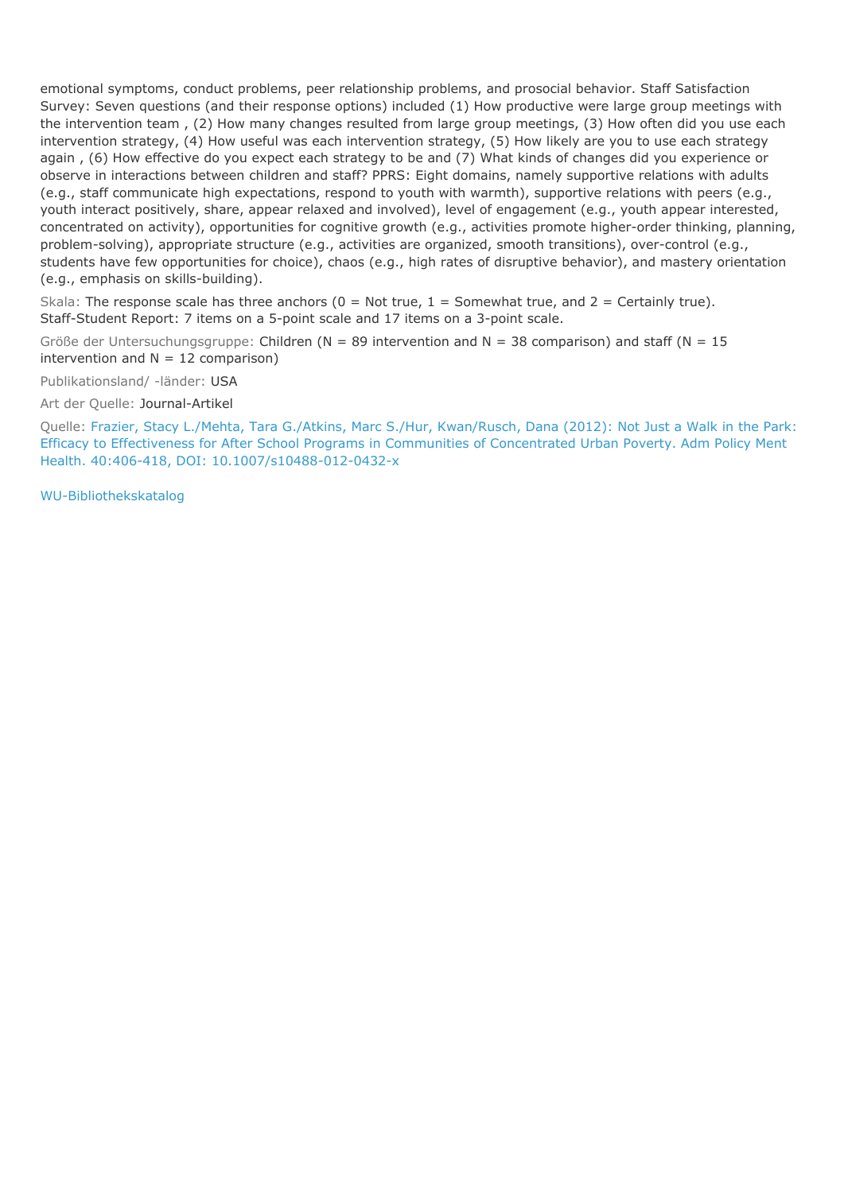emotional symptoms, conduct problems, peer relationship problems, and prosocial behavior. Staff Satisfaction Survey: Seven questions (and their response options) included (1) How productive were large group meetings with the intervention team , (2) How many changes resulted from large group meetings, (3) How often did you use each intervention strategy, (4) How useful was each intervention strategy, (5) How likely are you to use each strategy again , (6) How effective do you expect each strategy to be and (7) What kinds of changes did you experience or observe in interactions between children and staff? PPRS: Eight domains, namely supportive relations with adults (e.g., staff communicate high expectations, respond to youth with warmth), supportive relations with peers (e.g., youth interact positively, share, appear relaxed and involved), level of engagement (e.g., youth appear interested, concentrated on activity), opportunities for cognitive growth (e.g., activities promote higher-order thinking, planning, problem-solving), appropriate structure (e.g., activities are organized, smooth transitions), over-control (e.g., students have few opportunities for choice), chaos (e.g., high rates of disruptive behavior), and mastery orientation (e.g., emphasis on skills-building).

Skala: The response scale has three anchors (0 = Not true, 1 = Somewhat true, and 2 = Certainly true). Staff-Student Report: 7 items on a 5-point scale and 17 items on a 3-point scale.

Größe der Untersuchungsgruppe: Children (N = 89 intervention and N = 38 comparison) and staff (N = 15 intervention and N = 12 comparison)

Publikationsland/ -länder: USA

Art der Quelle: Journal-Artikel

Quelle: Frazier, Stacy L./Mehta, Tara G./Atkins, Marc S./Hur, Kwan/Rusch, Dana (2012): Not Just a Walk in the Park: Efficacy to Effectiveness for After School Programs in Communities of Concentrated Urban Poverty. Adm Policy Ment Health. 40:406-418, DOI: 10.1007/s10488-012-0432-x

WU-Bibliothekskatalog